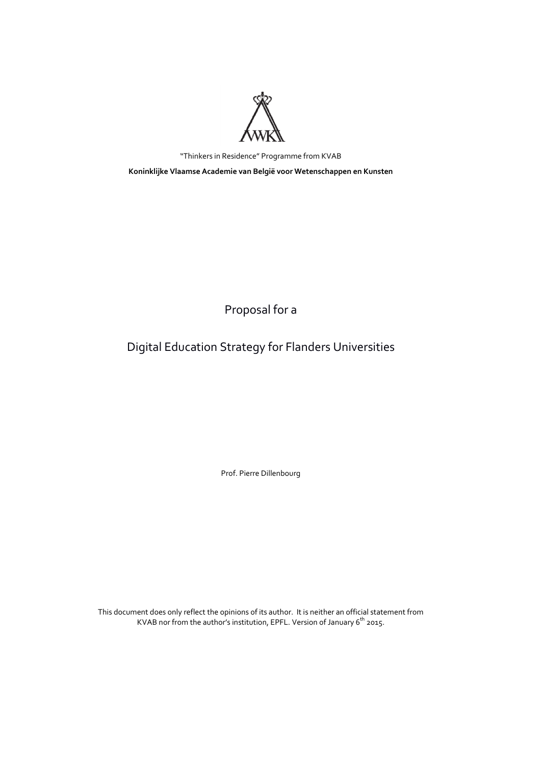"Thinkers in Residence" Programme from KVAB

**Koninklijke Vlaamse Academie van België voor Wetenschappen en Kunsten**

# Proposal for a

# Digital Education Strategy for Flanders Universities

Prof. Pierre Dillenbourg

This document does only reflect the opinions of its author. It is neither an official statement from KVAB nor from the author's institution, EPFL. Version of January 6th 2015.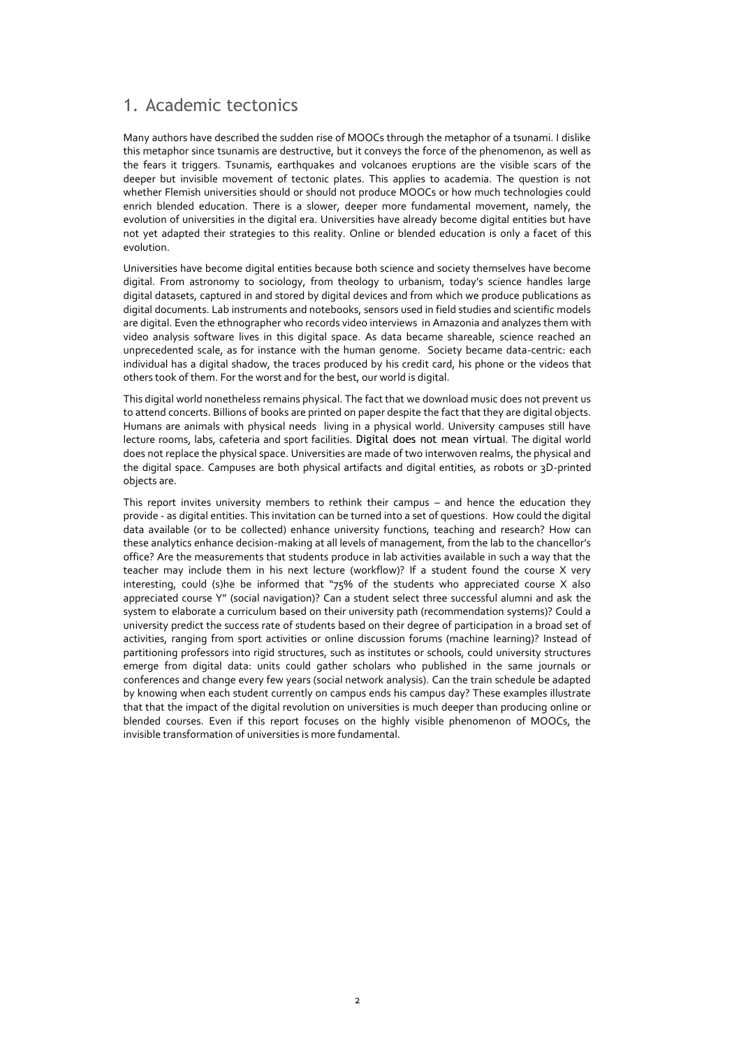# 1. Academic tectonics

Many authors have described the sudden rise of MOOCs through the metaphor of a tsunami. I dislike this metaphor since tsunamis are destructive, but it conveys the force of the phenomenon, as well as the fears it triggers. Tsunamis, earthquakes and volcanoes eruptions are the visible scars of the deeper but invisible movement of tectonic plates. This applies to academia. The question is not whether Flemish universities should or should not produce MOOCs or how much technologies could enrich blended education. There is a slower, deeper more fundamental movement, namely, the evolution of universities in the digital era. Universities have already become digital entities but have not yet adapted their strategies to this reality. Online or blended education is only a facet of this evolution.

Universities have become digital entities because both science and society themselves have become digital. From astronomy to sociology, from theology to urbanism, today's science handles large digital datasets, captured in and stored by digital devices and from which we produce publications as digital documents. Lab instruments and notebooks, sensors used in field studies and scientific models are digital. Even the ethnographer who records video interviews in Amazonia and analyzes them with video analysis software lives in this digital space. As data became shareable, science reached an unprecedented scale, as for instance with the human genome. Society became data-centric: each individual has a digital shadow, the traces produced by his credit card, his phone or the videos that others took of them. For the worst and for the best, our world is digital.

This digital world nonetheless remains physical. The fact that we download music does not prevent us to attend concerts. Billions of books are printed on paper despite the fact that they are digital objects. Humans are animals with physical needs living in a physical world. University campuses still have lecture rooms, labs, cafeteria and sport facilities. Digital does not mean virtual. The digital world does not replace the physical space. Universities are made of two interwoven realms, the physical and the digital space. Campuses are both physical artifacts and digital entities, as robots or 3D-printed objects are.

This report invites university members to rethink their campus – and hence the education they provide - as digital entities. This invitation can be turned into a set of questions. How could the digital data available (or to be collected) enhance university functions, teaching and research? How can these analytics enhance decision-making at all levels of management, from the lab to the chancellor's office? Are the measurements that students produce in lab activities available in such a way that the teacher may include them in his next lecture (workflow)? If a student found the course X very interesting, could (s)he be informed that "75% of the students who appreciated course X also appreciated course Y" (social navigation)? Can a student select three successful alumni and ask the system to elaborate a curriculum based on their university path (recommendation systems)? Could a university predict the success rate of students based on their degree of participation in a broad set of activities, ranging from sport activities or online discussion forums (machine learning)? Instead of partitioning professors into rigid structures, such as institutes or schools, could university structures emerge from digital data: units could gather scholars who published in the same journals or conferences and change every few years (social network analysis). Can the train schedule be adapted by knowing when each student currently on campus ends his campus day? These examples illustrate that that the impact of the digital revolution on universities is much deeper than producing online or blended courses. Even if this report focuses on the highly visible phenomenon of MOOCs, the invisible transformation of universities is more fundamental.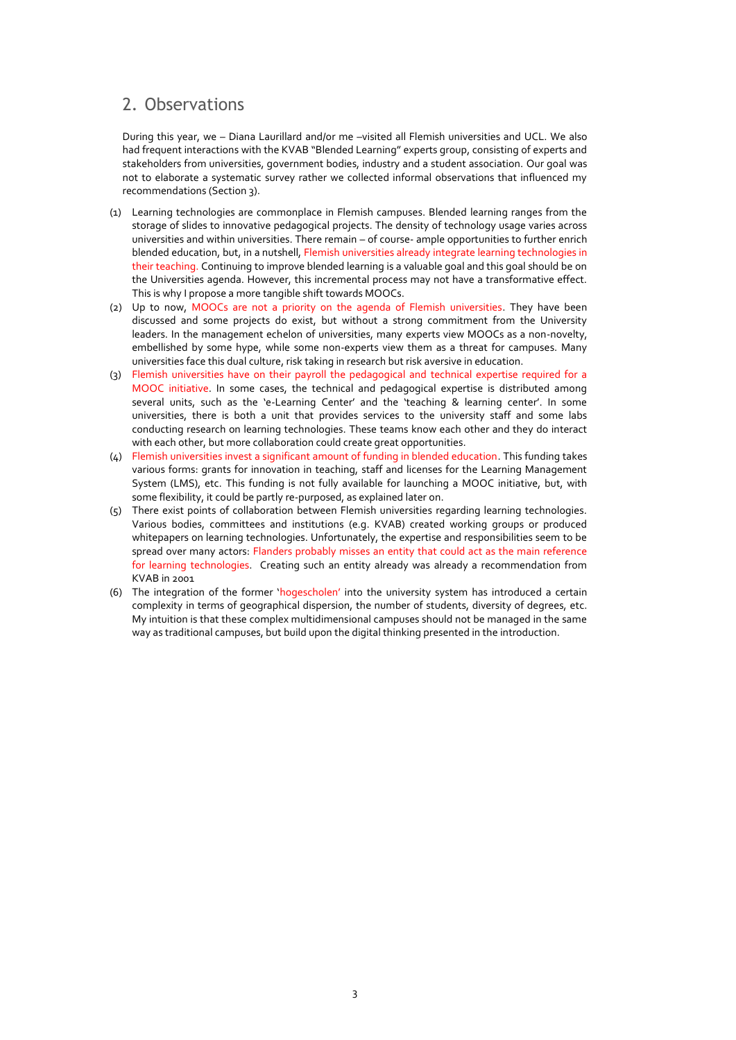## 2. Observations

During this year, we – Diana Laurillard and/or me –visited all Flemish universities and UCL. We also had frequent interactions with the KVAB "Blended Learning" experts group, consisting of experts and stakeholders from universities, government bodies, industry and a student association. Our goal was not to elaborate a systematic survey rather we collected informal observations that influenced my recommendations (Section 3).

(1) Learning technologies are commonplace in Flemish campuses. Blended learning ranges from the storage of slides to innovative pedagogical projects. The density of technology usage varies across universities and within universities. There remain – of course- ample opportunities to further enrich blended education, but, in a nutshell, Flemish universities already integrate learning technologies in their teaching. Continuing to improve blended learning is a valuable goal and this goal should be on the Universities agenda. However, this incremental process may not have a transformative effect. This is why I propose a more tangible shift towards MOOCs.

(2) Up to now, MOOCs are not a priority on the agenda of Flemish universities. They have been discussed and some projects do exist, but without a strong commitment from the University leaders. In the management echelon of universities, many experts view MOOCs as a non-novelty, embellished by some hype, while some non-experts view them as a threat for campuses. Many universities face this dual culture, risk taking in research but risk aversive in education.

(3) Flemish universities have on their payroll the pedagogical and technical expertise required for a MOOC initiative. In some cases, the technical and pedagogical expertise is distributed among several units, such as the 'e-Learning Center' and the 'teaching & learning center'. In some universities, there is both a unit that provides services to the university staff and some labs conducting research on learning technologies. These teams know each other and they do interact with each other, but more collaboration could create great opportunities.

(4) Flemish universities invest a significant amount of funding in blended education. This funding takes various forms: grants for innovation in teaching, staff and licenses for the Learning Management System (LMS), etc. This funding is not fully available for launching a MOOC initiative, but, with some flexibility, it could be partly re-purposed, as explained later on.

(5) There exist points of collaboration between Flemish universities regarding learning technologies. Various bodies, committees and institutions (e.g. KVAB) created working groups or produced whitepapers on learning technologies. Unfortunately, the expertise and responsibilities seem to be spread over many actors: Flanders probably misses an entity that could act as the main reference for learning technologies. Creating such an entity already was already a recommendation from KVAB in 2001

(6) The integration of the former 'hogescholen' into the university system has introduced a certain complexity in terms of geographical dispersion, the number of students, diversity of degrees, etc. My intuition is that these complex multidimensional campuses should not be managed in the same way as traditional campuses, but build upon the digital thinking presented in the introduction.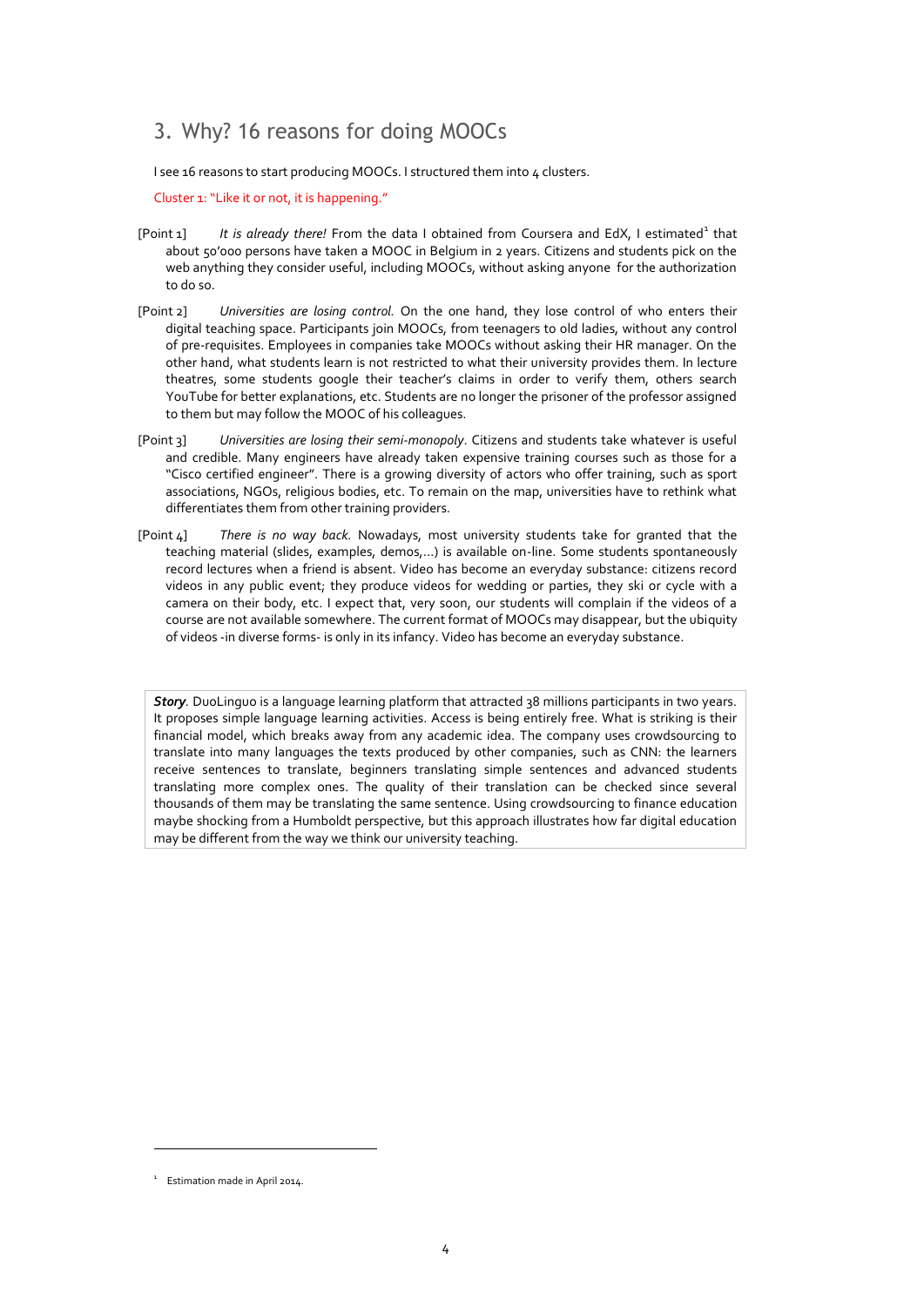## 3. Why? 16 reasons for doing MOOCs

I see 16 reasons to start producing MOOCs. I structured them into 4 clusters.

Cluster 1: "Like it or not, it is happening."

[Point 1] *It is already there!* From the data I obtained from Coursera and EdX, I estimated[1] that about 50'000 persons have taken a MOOC in Belgium in 2 years. Citizens and students pick on the web anything they consider useful, including MOOCs, without asking anyone for the authorization to do so.

[Point 2] *Universities are losing control.* On the one hand, they lose control of who enters their digital teaching space. Participants join MOOCs, from teenagers to old ladies, without any control of pre-requisites. Employees in companies take MOOCs without asking their HR manager. On the other hand, what students learn is not restricted to what their university provides them. In lecture theatres, some students google their teacher's claims in order to verify them, others search YouTube for better explanations, etc. Students are no longer the prisoner of the professor assigned to them but may follow the MOOC of his colleagues.

[Point 3] *Universities are losing their semi-monopoly.* Citizens and students take whatever is useful and credible. Many engineers have already taken expensive training courses such as those for a "Cisco certified engineer". There is a growing diversity of actors who offer training, such as sport associations, NGOs, religious bodies, etc. To remain on the map, universities have to rethink what differentiates them from other training providers.

[Point 4] *There is no way back.* Nowadays, most university students take for granted that the teaching material (slides, examples, demos,...) is available on-line. Some students spontaneously record lectures when a friend is absent. Video has become an everyday substance: citizens record videos in any public event; they produce videos for wedding or parties, they ski or cycle with a camera on their body, etc. I expect that, very soon, our students will complain if the videos of a course are not available somewhere. The current format of MOOCs may disappear, but the ubiquity of videos -in diverse forms- is only in its infancy. Video has become an everyday substance.

> ***Story.*** DuoLinguo is a language learning platform that attracted 38 millions participants in two years. It proposes simple language learning activities. Access is being entirely free. What is striking is their financial model, which breaks away from any academic idea. The company uses crowdsourcing to translate into many languages the texts produced by other companies, such as CNN: the learners receive sentences to translate, beginners translating simple sentences and advanced students translating more complex ones. The quality of their translation can be checked since several thousands of them may be translating the same sentence. Using crowdsourcing to finance education maybe shocking from a Humboldt perspective, but this approach illustrates how far digital education may be different from the way we think our university teaching.

[1] Estimation made in April 2014.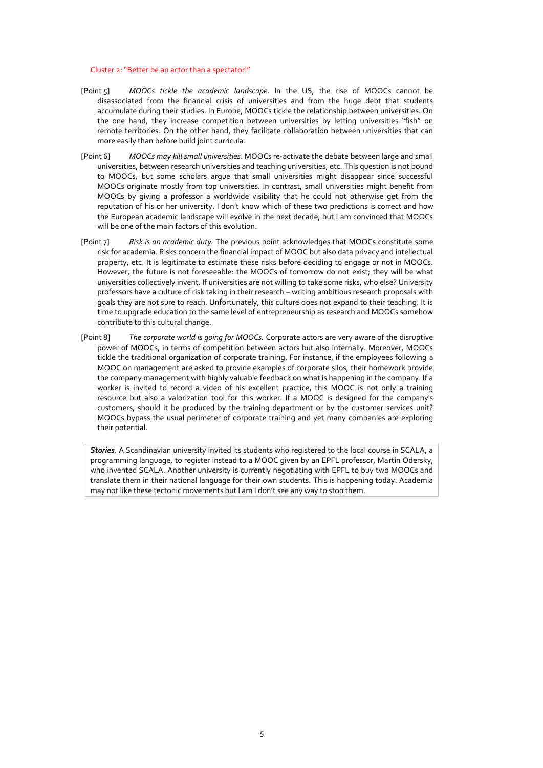Cluster 2: "Better be an actor than a spectator!"

[Point 5] *MOOCs tickle the academic landscape*. In the US, the rise of MOOCs cannot be disassociated from the financial crisis of universities and from the huge debt that students accumulate during their studies. In Europe, MOOCs tickle the relationship between universities. On the one hand, they increase competition between universities by letting universities "fish" on remote territories. On the other hand, they facilitate collaboration between universities that can more easily than before build joint curricula.

[Point 6] *MOOCs may kill small universities*. MOOCs re-activate the debate between large and small universities, between research universities and teaching universities, etc. This question is not bound to MOOCs, but some scholars argue that small universities might disappear since successful MOOCs originate mostly from top universities. In contrast, small universities might benefit from MOOCs by giving a professor a worldwide visibility that he could not otherwise get from the reputation of his or her university. I don't know which of these two predictions is correct and how the European academic landscape will evolve in the next decade, but I am convinced that MOOCs will be one of the main factors of this evolution.

[Point 7] *Risk is an academic duty.* The previous point acknowledges that MOOCs constitute some risk for academia. Risks concern the financial impact of MOOC but also data privacy and intellectual property, etc. It is legitimate to estimate these risks before deciding to engage or not in MOOCs. However, the future is not foreseeable: the MOOCs of tomorrow do not exist; they will be what universities collectively invent. If universities are not willing to take some risks, who else? University professors have a culture of risk taking in their research – writing ambitious research proposals with goals they are not sure to reach. Unfortunately, this culture does not expand to their teaching. It is time to upgrade education to the same level of entrepreneurship as research and MOOCs somehow contribute to this cultural change.

[Point 8] *The corporate world is going for MOOCs.* Corporate actors are very aware of the disruptive power of MOOCs, in terms of competition between actors but also internally. Moreover, MOOCs tickle the traditional organization of corporate training. For instance, if the employees following a MOOC on management are asked to provide examples of corporate silos, their homework provide the company management with highly valuable feedback on what is happening in the company. If a worker is invited to record a video of his excellent practice, this MOOC is not only a training resource but also a valorization tool for this worker. If a MOOC is designed for the company's customers, should it be produced by the training department or by the customer services unit? MOOCs bypass the usual perimeter of corporate training and yet many companies are exploring their potential.

> ***Stories.*** A Scandinavian university invited its students who registered to the local course in SCALA, a programming language, to register instead to a MOOC given by an EPFL professor, Martin Odersky, who invented SCALA. Another university is currently negotiating with EPFL to buy two MOOCs and translate them in their national language for their own students. This is happening today. Academia may not like these tectonic movements but I am I don't see any way to stop them.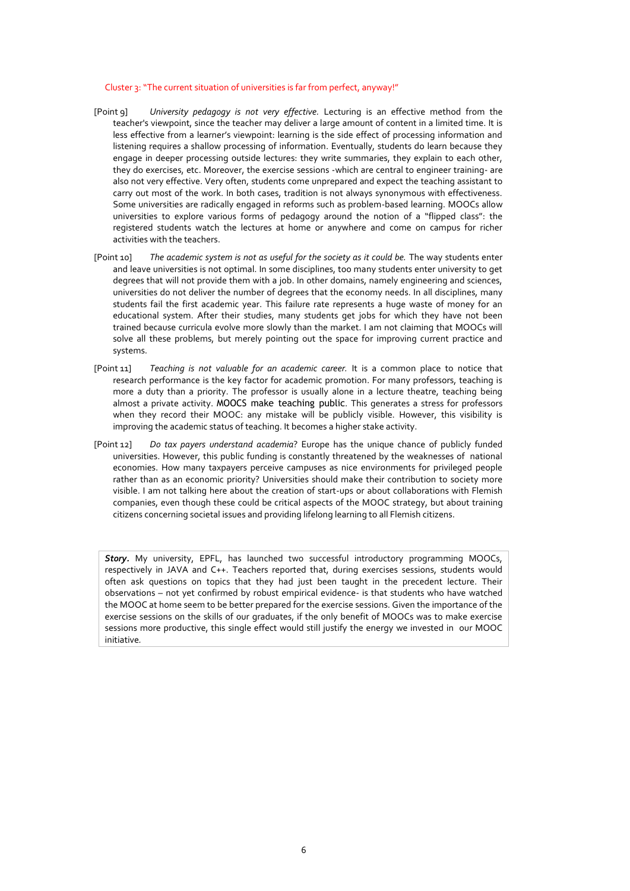Cluster 3: "The current situation of universities is far from perfect, anyway!"

[Point 9] *University pedagogy is not very effective.* Lecturing is an effective method from the teacher's viewpoint, since the teacher may deliver a large amount of content in a limited time. It is less effective from a learner's viewpoint: learning is the side effect of processing information and listening requires a shallow processing of information. Eventually, students do learn because they engage in deeper processing outside lectures: they write summaries, they explain to each other, they do exercises, etc. Moreover, the exercise sessions -which are central to engineer training- are also not very effective. Very often, students come unprepared and expect the teaching assistant to carry out most of the work. In both cases, tradition is not always synonymous with effectiveness. Some universities are radically engaged in reforms such as problem-based learning. MOOCs allow universities to explore various forms of pedagogy around the notion of a "flipped class": the registered students watch the lectures at home or anywhere and come on campus for richer activities with the teachers.

[Point 10] *The academic system is not as useful for the society as it could be.* The way students enter and leave universities is not optimal. In some disciplines, too many students enter university to get degrees that will not provide them with a job. In other domains, namely engineering and sciences, universities do not deliver the number of degrees that the economy needs. In all disciplines, many students fail the first academic year. This failure rate represents a huge waste of money for an educational system. After their studies, many students get jobs for which they have not been trained because curricula evolve more slowly than the market. I am not claiming that MOOCs will solve all these problems, but merely pointing out the space for improving current practice and systems.

[Point 11] *Teaching is not valuable for an academic career.* It is a common place to notice that research performance is the key factor for academic promotion. For many professors, teaching is more a duty than a priority. The professor is usually alone in a lecture theatre, teaching being almost a private activity. MOOCS make teaching public. This generates a stress for professors when they record their MOOC: any mistake will be publicly visible. However, this visibility is improving the academic status of teaching. It becomes a higher stake activity.

[Point 12] *Do tax payers understand academia*? Europe has the unique chance of publicly funded universities. However, this public funding is constantly threatened by the weaknesses of national economies. How many taxpayers perceive campuses as nice environments for privileged people rather than as an economic priority? Universities should make their contribution to society more visible. I am not talking here about the creation of start-ups or about collaborations with Flemish companies, even though these could be critical aspects of the MOOC strategy, but about training citizens concerning societal issues and providing lifelong learning to all Flemish citizens.

***Story.*** My university, EPFL, has launched two successful introductory programming MOOCs, respectively in JAVA and C++. Teachers reported that, during exercises sessions, students would often ask questions on topics that they had just been taught in the precedent lecture. Their observations – not yet confirmed by robust empirical evidence- is that students who have watched the MOOC at home seem to be better prepared for the exercise sessions. Given the importance of the exercise sessions on the skills of our graduates, if the only benefit of MOOCs was to make exercise sessions more productive, this single effect would still justify the energy we invested in our MOOC initiative.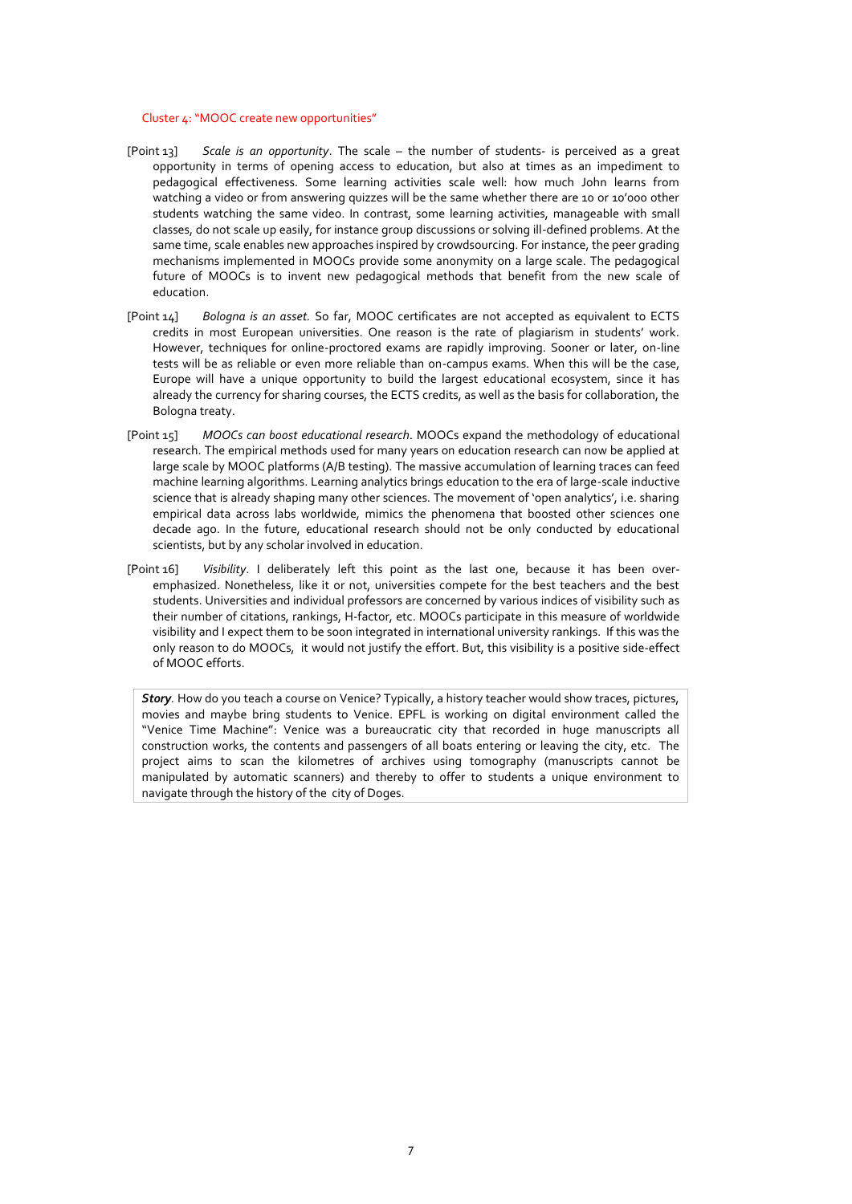Cluster 4: "MOOC create new opportunities"

[Point 13] *Scale is an opportunity*. The scale – the number of students- is perceived as a great opportunity in terms of opening access to education, but also at times as an impediment to pedagogical effectiveness. Some learning activities scale well: how much John learns from watching a video or from answering quizzes will be the same whether there are 10 or 10'000 other students watching the same video. In contrast, some learning activities, manageable with small classes, do not scale up easily, for instance group discussions or solving ill-defined problems. At the same time, scale enables new approaches inspired by crowdsourcing. For instance, the peer grading mechanisms implemented in MOOCs provide some anonymity on a large scale. The pedagogical future of MOOCs is to invent new pedagogical methods that benefit from the new scale of education.

[Point 14] *Bologna is an asset.* So far, MOOC certificates are not accepted as equivalent to ECTS credits in most European universities. One reason is the rate of plagiarism in students' work. However, techniques for online-proctored exams are rapidly improving. Sooner or later, on-line tests will be as reliable or even more reliable than on-campus exams. When this will be the case, Europe will have a unique opportunity to build the largest educational ecosystem, since it has already the currency for sharing courses, the ECTS credits, as well as the basis for collaboration, the Bologna treaty.

[Point 15] *MOOCs can boost educational research*. MOOCs expand the methodology of educational research. The empirical methods used for many years on education research can now be applied at large scale by MOOC platforms (A/B testing). The massive accumulation of learning traces can feed machine learning algorithms. Learning analytics brings education to the era of large-scale inductive science that is already shaping many other sciences. The movement of 'open analytics', i.e. sharing empirical data across labs worldwide, mimics the phenomena that boosted other sciences one decade ago. In the future, educational research should not be only conducted by educational scientists, but by any scholar involved in education.

[Point 16] *Visibility*. I deliberately left this point as the last one, because it has been over-emphasized. Nonetheless, like it or not, universities compete for the best teachers and the best students. Universities and individual professors are concerned by various indices of visibility such as their number of citations, rankings, H-factor, etc. MOOCs participate in this measure of worldwide visibility and I expect them to be soon integrated in international university rankings. If this was the only reason to do MOOCs, it would not justify the effort. But, this visibility is a positive side-effect of MOOC efforts.

***Story****.* How do you teach a course on Venice? Typically, a history teacher would show traces, pictures, movies and maybe bring students to Venice. EPFL is working on digital environment called the "Venice Time Machine": Venice was a bureaucratic city that recorded in huge manuscripts all construction works, the contents and passengers of all boats entering or leaving the city, etc. The project aims to scan the kilometres of archives using tomography (manuscripts cannot be manipulated by automatic scanners) and thereby to offer to students a unique environment to navigate through the history of the city of Doges.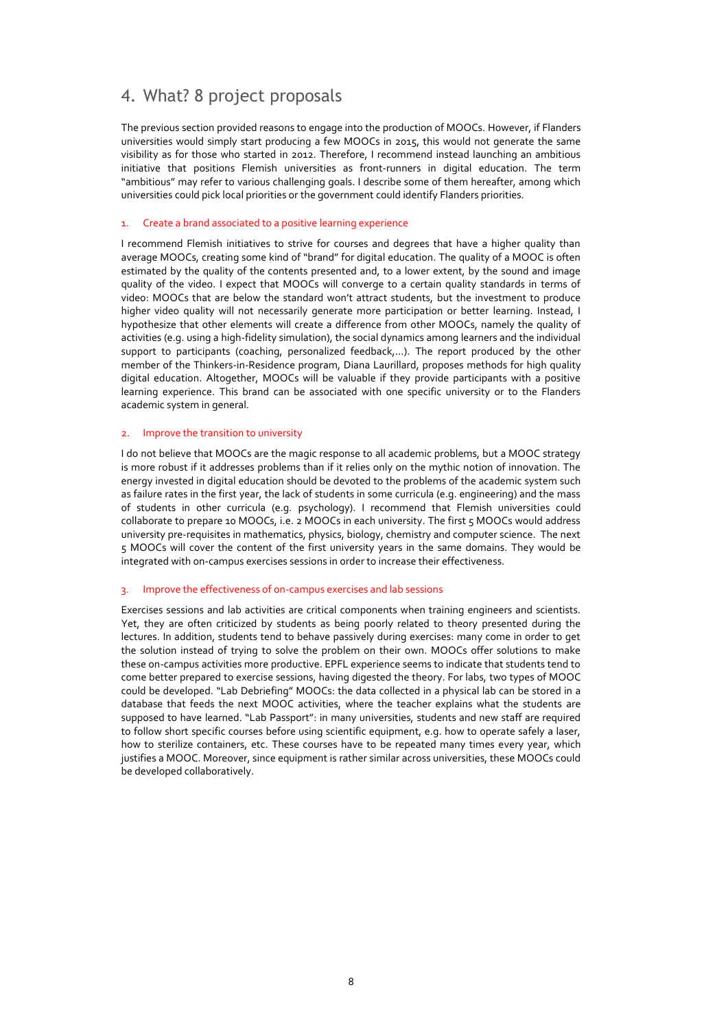## 4. What? 8 project proposals

The previous section provided reasons to engage into the production of MOOCs. However, if Flanders universities would simply start producing a few MOOCs in 2015, this would not generate the same visibility as for those who started in 2012. Therefore, I recommend instead launching an ambitious initiative that positions Flemish universities as front-runners in digital education. The term "ambitious" may refer to various challenging goals. I describe some of them hereafter, among which universities could pick local priorities or the government could identify Flanders priorities.

### 1. Create a brand associated to a positive learning experience

I recommend Flemish initiatives to strive for courses and degrees that have a higher quality than average MOOCs, creating some kind of "brand" for digital education. The quality of a MOOC is often estimated by the quality of the contents presented and, to a lower extent, by the sound and image quality of the video. I expect that MOOCs will converge to a certain quality standards in terms of video: MOOCs that are below the standard won't attract students, but the investment to produce higher video quality will not necessarily generate more participation or better learning. Instead, I hypothesize that other elements will create a difference from other MOOCs, namely the quality of activities (e.g. using a high-fidelity simulation), the social dynamics among learners and the individual support to participants (coaching, personalized feedback,…). The report produced by the other member of the Thinkers-in-Residence program, Diana Laurillard, proposes methods for high quality digital education. Altogether, MOOCs will be valuable if they provide participants with a positive learning experience. This brand can be associated with one specific university or to the Flanders academic system in general.

### 2. Improve the transition to university

I do not believe that MOOCs are the magic response to all academic problems, but a MOOC strategy is more robust if it addresses problems than if it relies only on the mythic notion of innovation. The energy invested in digital education should be devoted to the problems of the academic system such as failure rates in the first year, the lack of students in some curricula (e.g. engineering) and the mass of students in other curricula (e.g. psychology). I recommend that Flemish universities could collaborate to prepare 10 MOOCs, i.e. 2 MOOCs in each university. The first 5 MOOCs would address university pre-requisites in mathematics, physics, biology, chemistry and computer science. The next 5 MOOCs will cover the content of the first university years in the same domains. They would be integrated with on-campus exercises sessions in order to increase their effectiveness.

### 3. Improve the effectiveness of on-campus exercises and lab sessions

Exercises sessions and lab activities are critical components when training engineers and scientists. Yet, they are often criticized by students as being poorly related to theory presented during the lectures. In addition, students tend to behave passively during exercises: many come in order to get the solution instead of trying to solve the problem on their own. MOOCs offer solutions to make these on-campus activities more productive. EPFL experience seems to indicate that students tend to come better prepared to exercise sessions, having digested the theory. For labs, two types of MOOC could be developed. "Lab Debriefing" MOOCs: the data collected in a physical lab can be stored in a database that feeds the next MOOC activities, where the teacher explains what the students are supposed to have learned. "Lab Passport": in many universities, students and new staff are required to follow short specific courses before using scientific equipment, e.g. how to operate safely a laser, how to sterilize containers, etc. These courses have to be repeated many times every year, which justifies a MOOC. Moreover, since equipment is rather similar across universities, these MOOCs could be developed collaboratively.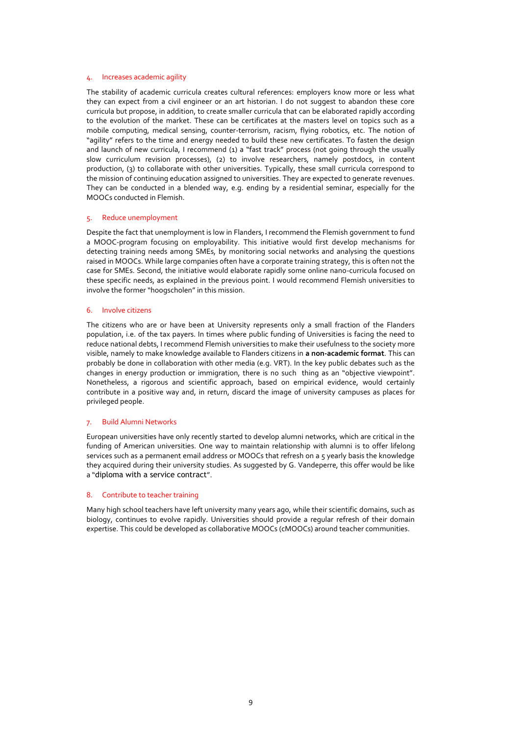### 4. Increases academic agility

The stability of academic curricula creates cultural references: employers know more or less what they can expect from a civil engineer or an art historian. I do not suggest to abandon these core curricula but propose, in addition, to create smaller curricula that can be elaborated rapidly according to the evolution of the market. These can be certificates at the masters level on topics such as a mobile computing, medical sensing, counter-terrorism, racism, flying robotics, etc. The notion of "agility" refers to the time and energy needed to build these new certificates. To fasten the design and launch of new curricula, I recommend (1) a "fast track" process (not going through the usually slow curriculum revision processes), (2) to involve researchers, namely postdocs, in content production, (3) to collaborate with other universities. Typically, these small curricula correspond to the mission of continuing education assigned to universities. They are expected to generate revenues. They can be conducted in a blended way, e.g. ending by a residential seminar, especially for the MOOCs conducted in Flemish.

### 5. Reduce unemployment

Despite the fact that unemployment is low in Flanders, I recommend the Flemish government to fund a MOOC-program focusing on employability. This initiative would first develop mechanisms for detecting training needs among SMEs, by monitoring social networks and analysing the questions raised in MOOCs. While large companies often have a corporate training strategy, this is often not the case for SMEs. Second, the initiative would elaborate rapidly some online nano-curricula focused on these specific needs, as explained in the previous point. I would recommend Flemish universities to involve the former "hoogscholen" in this mission.

### 6. Involve citizens

The citizens who are or have been at University represents only a small fraction of the Flanders population, i.e. of the tax payers. In times where public funding of Universities is facing the need to reduce national debts, I recommend Flemish universities to make their usefulness to the society more visible, namely to make knowledge available to Flanders citizens in **a non-academic format**. This can probably be done in collaboration with other media (e.g. VRT). In the key public debates such as the changes in energy production or immigration, there is no such thing as an "objective viewpoint". Nonetheless, a rigorous and scientific approach, based on empirical evidence, would certainly contribute in a positive way and, in return, discard the image of university campuses as places for privileged people.

### 7. Build Alumni Networks

European universities have only recently started to develop alumni networks, which are critical in the funding of American universities. One way to maintain relationship with alumni is to offer lifelong services such as a permanent email address or MOOCs that refresh on a 5 yearly basis the knowledge they acquired during their university studies. As suggested by G. Vandeperre, this offer would be like a "diploma with a service contract".

### 8. Contribute to teacher training

Many high school teachers have left university many years ago, while their scientific domains, such as biology, continues to evolve rapidly. Universities should provide a regular refresh of their domain expertise. This could be developed as collaborative MOOCs (cMOOCs) around teacher communities.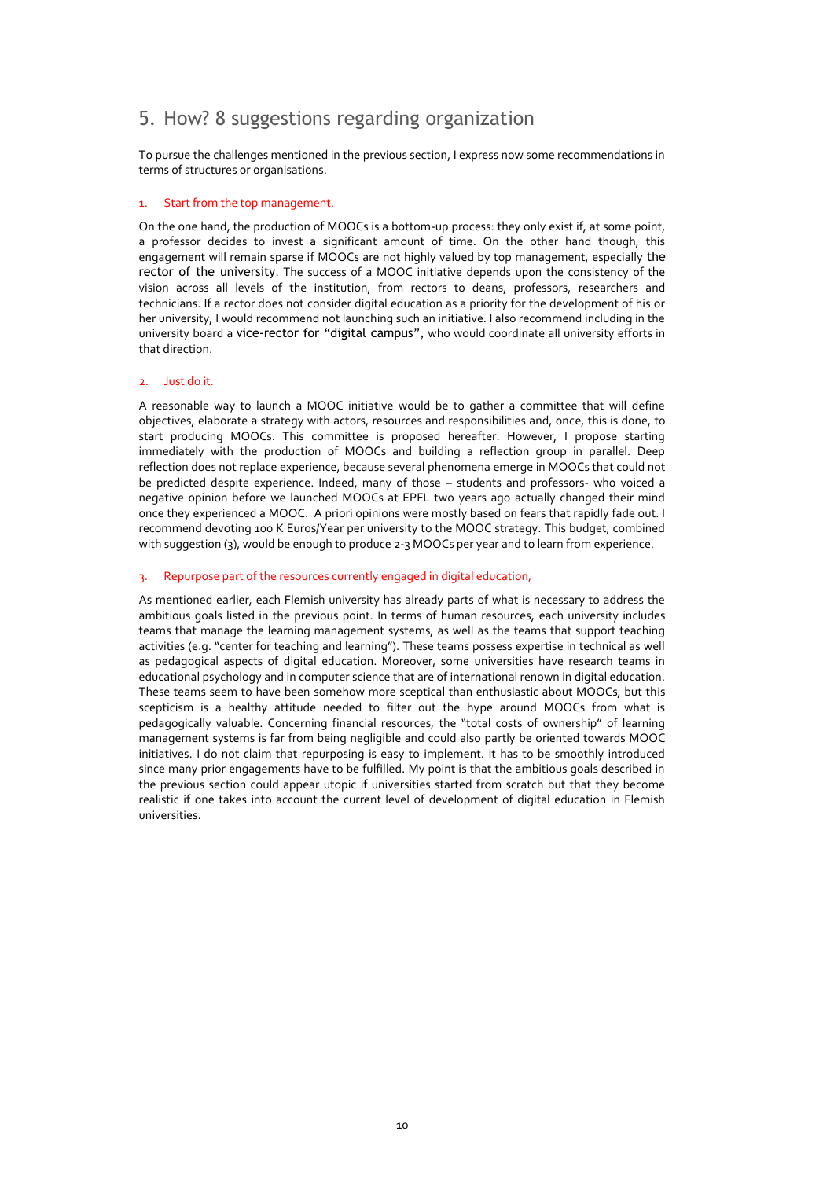## 5. How? 8 suggestions regarding organization

To pursue the challenges mentioned in the previous section, I express now some recommendations in terms of structures or organisations.

1. Start from the top management.

On the one hand, the production of MOOCs is a bottom-up process: they only exist if, at some point, a professor decides to invest a significant amount of time. On the other hand though, this engagement will remain sparse if MOOCs are not highly valued by top management, especially the rector of the university. The success of a MOOC initiative depends upon the consistency of the vision across all levels of the institution, from rectors to deans, professors, researchers and technicians. If a rector does not consider digital education as a priority for the development of his or her university, I would recommend not launching such an initiative. I also recommend including in the university board a vice-rector for "digital campus", who would coordinate all university efforts in that direction.

2. Just do it.

A reasonable way to launch a MOOC initiative would be to gather a committee that will define objectives, elaborate a strategy with actors, resources and responsibilities and, once, this is done, to start producing MOOCs. This committee is proposed hereafter. However, I propose starting immediately with the production of MOOCs and building a reflection group in parallel. Deep reflection does not replace experience, because several phenomena emerge in MOOCs that could not be predicted despite experience. Indeed, many of those – students and professors- who voiced a negative opinion before we launched MOOCs at EPFL two years ago actually changed their mind once they experienced a MOOC. A priori opinions were mostly based on fears that rapidly fade out. I recommend devoting 100 K Euros/Year per university to the MOOC strategy. This budget, combined with suggestion (3), would be enough to produce 2-3 MOOCs per year and to learn from experience.

3. Repurpose part of the resources currently engaged in digital education,

As mentioned earlier, each Flemish university has already parts of what is necessary to address the ambitious goals listed in the previous point. In terms of human resources, each university includes teams that manage the learning management systems, as well as the teams that support teaching activities (e.g. "center for teaching and learning"). These teams possess expertise in technical as well as pedagogical aspects of digital education. Moreover, some universities have research teams in educational psychology and in computer science that are of international renown in digital education. These teams seem to have been somehow more sceptical than enthusiastic about MOOCs, but this scepticism is a healthy attitude needed to filter out the hype around MOOCs from what is pedagogically valuable. Concerning financial resources, the "total costs of ownership" of learning management systems is far from being negligible and could also partly be oriented towards MOOC initiatives. I do not claim that repurposing is easy to implement. It has to be smoothly introduced since many prior engagements have to be fulfilled. My point is that the ambitious goals described in the previous section could appear utopic if universities started from scratch but that they become realistic if one takes into account the current level of development of digital education in Flemish universities.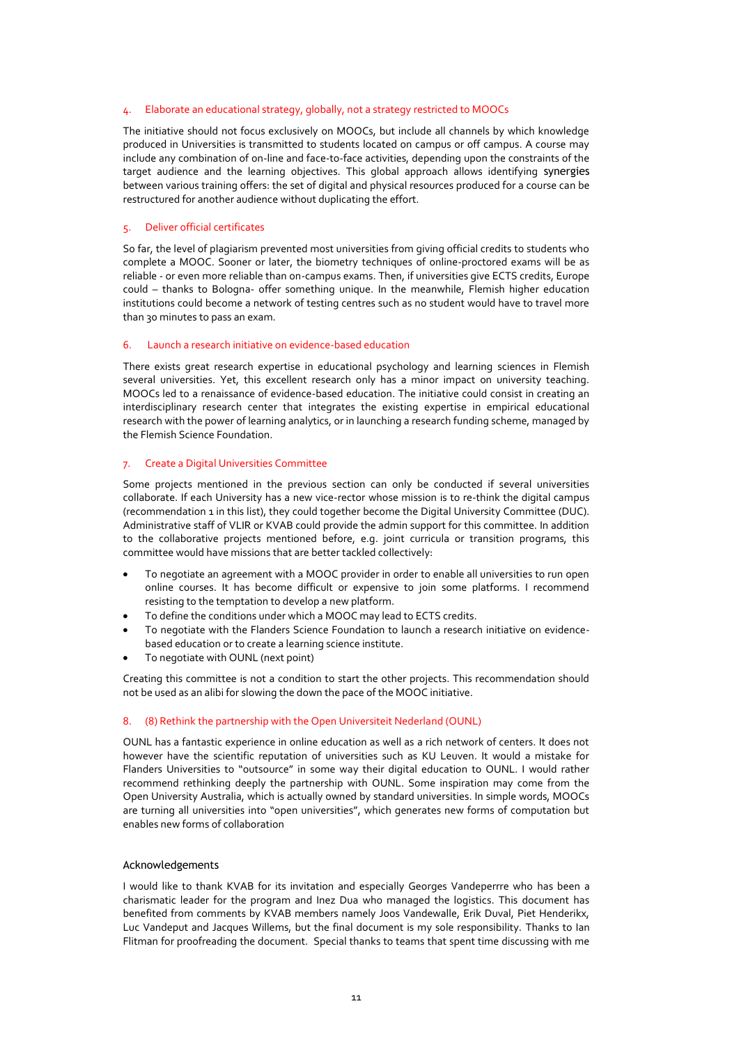### 4. Elaborate an educational strategy, globally, not a strategy restricted to MOOCs

The initiative should not focus exclusively on MOOCs, but include all channels by which knowledge produced in Universities is transmitted to students located on campus or off campus. A course may include any combination of on-line and face-to-face activities, depending upon the constraints of the target audience and the learning objectives. This global approach allows identifying synergies between various training offers: the set of digital and physical resources produced for a course can be restructured for another audience without duplicating the effort.

### 5. Deliver official certificates

So far, the level of plagiarism prevented most universities from giving official credits to students who complete a MOOC. Sooner or later, the biometry techniques of online-proctored exams will be as reliable - or even more reliable than on-campus exams. Then, if universities give ECTS credits, Europe could – thanks to Bologna- offer something unique. In the meanwhile, Flemish higher education institutions could become a network of testing centres such as no student would have to travel more than 30 minutes to pass an exam.

### 6. Launch a research initiative on evidence-based education

There exists great research expertise in educational psychology and learning sciences in Flemish several universities. Yet, this excellent research only has a minor impact on university teaching. MOOCs led to a renaissance of evidence-based education. The initiative could consist in creating an interdisciplinary research center that integrates the existing expertise in empirical educational research with the power of learning analytics, or in launching a research funding scheme, managed by the Flemish Science Foundation.

### 7. Create a Digital Universities Committee

Some projects mentioned in the previous section can only be conducted if several universities collaborate. If each University has a new vice-rector whose mission is to re-think the digital campus (recommendation 1 in this list), they could together become the Digital University Committee (DUC). Administrative staff of VLIR or KVAB could provide the admin support for this committee. In addition to the collaborative projects mentioned before, e.g. joint curricula or transition programs, this committee would have missions that are better tackled collectively:

- To negotiate an agreement with a MOOC provider in order to enable all universities to run open online courses. It has become difficult or expensive to join some platforms. I recommend resisting to the temptation to develop a new platform.
- To define the conditions under which a MOOC may lead to ECTS credits.
- To negotiate with the Flanders Science Foundation to launch a research initiative on evidence-based education or to create a learning science institute.
- To negotiate with OUNL (next point)

Creating this committee is not a condition to start the other projects. This recommendation should not be used as an alibi for slowing the down the pace of the MOOC initiative.

### 8. (8) Rethink the partnership with the Open Universiteit Nederland (OUNL)

OUNL has a fantastic experience in online education as well as a rich network of centers. It does not however have the scientific reputation of universities such as KU Leuven. It would a mistake for Flanders Universities to "outsource" in some way their digital education to OUNL. I would rather recommend rethinking deeply the partnership with OUNL. Some inspiration may come from the Open University Australia, which is actually owned by standard universities. In simple words, MOOCs are turning all universities into "open universities", which generates new forms of computation but enables new forms of collaboration

## Acknowledgements

I would like to thank KVAB for its invitation and especially Georges Vandeperrre who has been a charismatic leader for the program and Inez Dua who managed the logistics. This document has benefited from comments by KVAB members namely Joos Vandewalle, Erik Duval, Piet Henderikx, Luc Vandeput and Jacques Willems, but the final document is my sole responsibility. Thanks to Ian Flitman for proofreading the document. Special thanks to teams that spent time discussing with me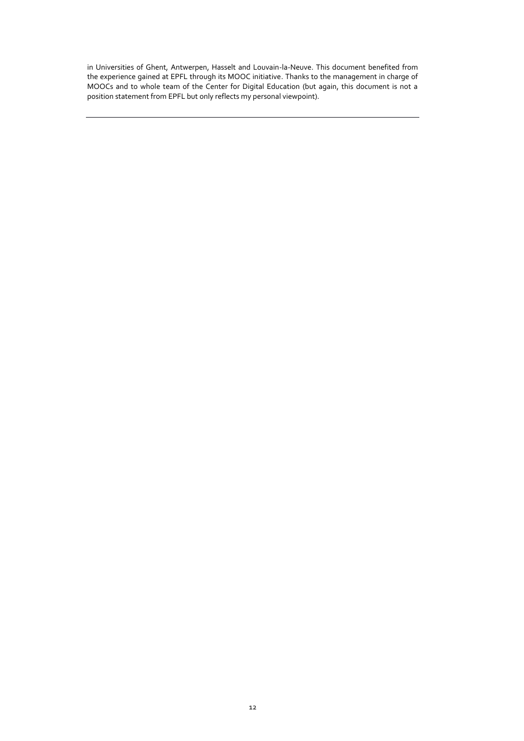in Universities of Ghent, Antwerpen, Hasselt and Louvain-la-Neuve. This document benefited from the experience gained at EPFL through its MOOC initiative. Thanks to the management in charge of MOOCs and to whole team of the Center for Digital Education (but again, this document is not a position statement from EPFL but only reflects my personal viewpoint).

---